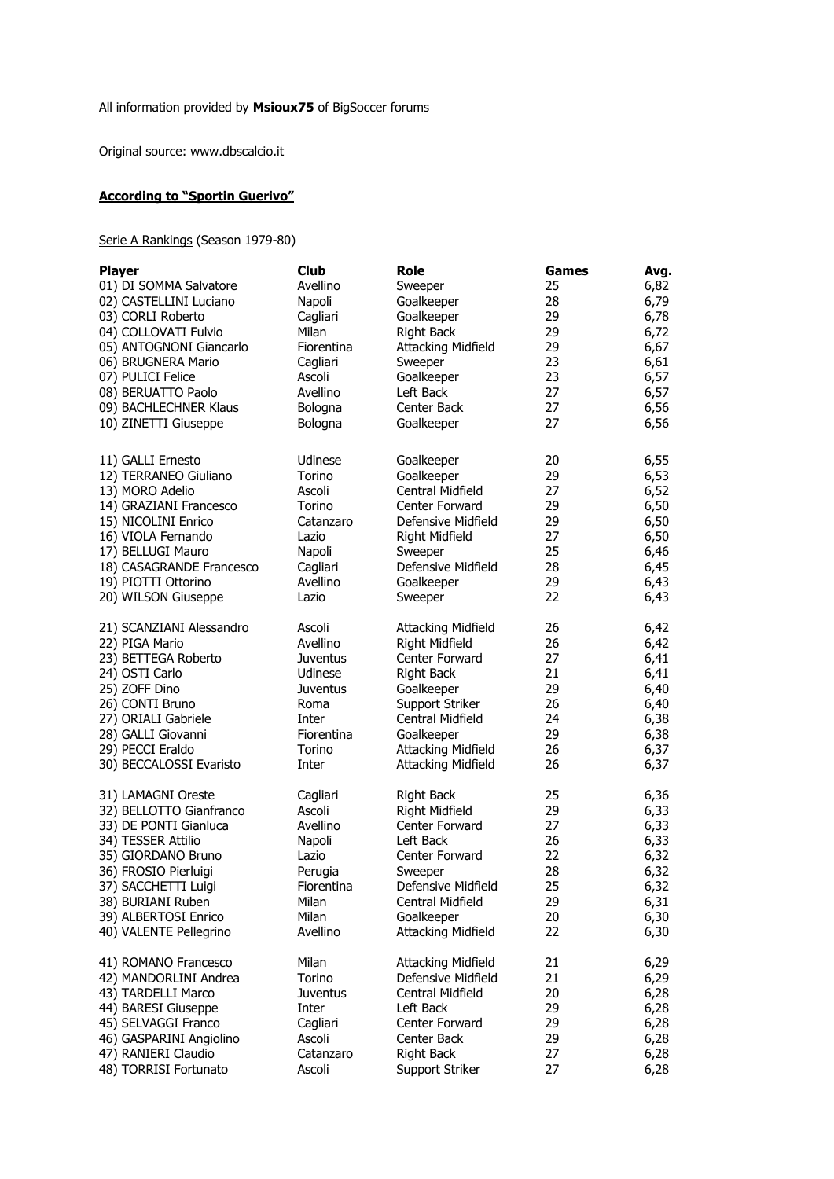All information provided by **Msioux75** of BigSoccer forums

Original source: www.dbscalcio.it

**According to "Sportin Guerivo"**

Serie A Rankings (Season 1979-80)

| Player | Club | Role | Games | Avg. |
|---|---|---|---|---|
| 01) DI SOMMA Salvatore | Avellino | Sweeper | 25 | 6,82 |
| 02) CASTELLINI Luciano | Napoli | Goalkeeper | 28 | 6,79 |
| 03) CORLI Roberto | Cagliari | Goalkeeper | 29 | 6,78 |
| 04) COLLOVATI Fulvio | Milan | Right Back | 29 | 6,72 |
| 05) ANTOGNONI Giancarlo | Fiorentina | Attacking Midfield | 29 | 6,67 |
| 06) BRUGNERA Mario | Cagliari | Sweeper | 23 | 6,61 |
| 07) PULICI Felice | Ascoli | Goalkeeper | 23 | 6,57 |
| 08) BERUATTO Paolo | Avellino | Left Back | 27 | 6,57 |
| 09) BACHLECHNER Klaus | Bologna | Center Back | 27 | 6,56 |
| 10) ZINETTI Giuseppe | Bologna | Goalkeeper | 27 | 6,56 |
| 11) GALLI Ernesto | Udinese | Goalkeeper | 20 | 6,55 |
| 12) TERRANEO Giuliano | Torino | Goalkeeper | 29 | 6,53 |
| 13) MORO Adelio | Ascoli | Central Midfield | 27 | 6,52 |
| 14) GRAZIANI Francesco | Torino | Center Forward | 29 | 6,50 |
| 15) NICOLINI Enrico | Catanzaro | Defensive Midfield | 29 | 6,50 |
| 16) VIOLA Fernando | Lazio | Right Midfield | 27 | 6,50 |
| 17) BELLUGI Mauro | Napoli | Sweeper | 25 | 6,46 |
| 18) CASAGRANDE Francesco | Cagliari | Defensive Midfield | 28 | 6,45 |
| 19) PIOTTI Ottorino | Avellino | Goalkeeper | 29 | 6,43 |
| 20) WILSON Giuseppe | Lazio | Sweeper | 22 | 6,43 |
| 21) SCANZIANI Alessandro | Ascoli | Attacking Midfield | 26 | 6,42 |
| 22) PIGA Mario | Avellino | Right Midfield | 26 | 6,42 |
| 23) BETTEGA Roberto | Juventus | Center Forward | 27 | 6,41 |
| 24) OSTI Carlo | Udinese | Right Back | 21 | 6,41 |
| 25) ZOFF Dino | Juventus | Goalkeeper | 29 | 6,40 |
| 26) CONTI Bruno | Roma | Support Striker | 26 | 6,40 |
| 27) ORIALI Gabriele | Inter | Central Midfield | 24 | 6,38 |
| 28) GALLI Giovanni | Fiorentina | Goalkeeper | 29 | 6,38 |
| 29) PECCI Eraldo | Torino | Attacking Midfield | 26 | 6,37 |
| 30) BECCALOSSI Evaristo | Inter | Attacking Midfield | 26 | 6,37 |
| 31) LAMAGNI Oreste | Cagliari | Right Back | 25 | 6,36 |
| 32) BELLOTTO Gianfranco | Ascoli | Right Midfield | 29 | 6,33 |
| 33) DE PONTI Gianluca | Avellino | Center Forward | 27 | 6,33 |
| 34) TESSER Attilio | Napoli | Left Back | 26 | 6,33 |
| 35) GIORDANO Bruno | Lazio | Center Forward | 22 | 6,32 |
| 36) FROSIO Pierluigi | Perugia | Sweeper | 28 | 6,32 |
| 37) SACCHETTI Luigi | Fiorentina | Defensive Midfield | 25 | 6,32 |
| 38) BURIANI Ruben | Milan | Central Midfield | 29 | 6,31 |
| 39) ALBERTOSI Enrico | Milan | Goalkeeper | 20 | 6,30 |
| 40) VALENTE Pellegrino | Avellino | Attacking Midfield | 22 | 6,30 |
| 41) ROMANO Francesco | Milan | Attacking Midfield | 21 | 6,29 |
| 42) MANDORLINI Andrea | Torino | Defensive Midfield | 21 | 6,29 |
| 43) TARDELLI Marco | Juventus | Central Midfield | 20 | 6,28 |
| 44) BARESI Giuseppe | Inter | Left Back | 29 | 6,28 |
| 45) SELVAGGI Franco | Cagliari | Center Forward | 29 | 6,28 |
| 46) GASPARINI Angiolino | Ascoli | Center Back | 29 | 6,28 |
| 47) RANIERI Claudio | Catanzaro | Right Back | 27 | 6,28 |
| 48) TORRISI Fortunato | Ascoli | Support Striker | 27 | 6,28 |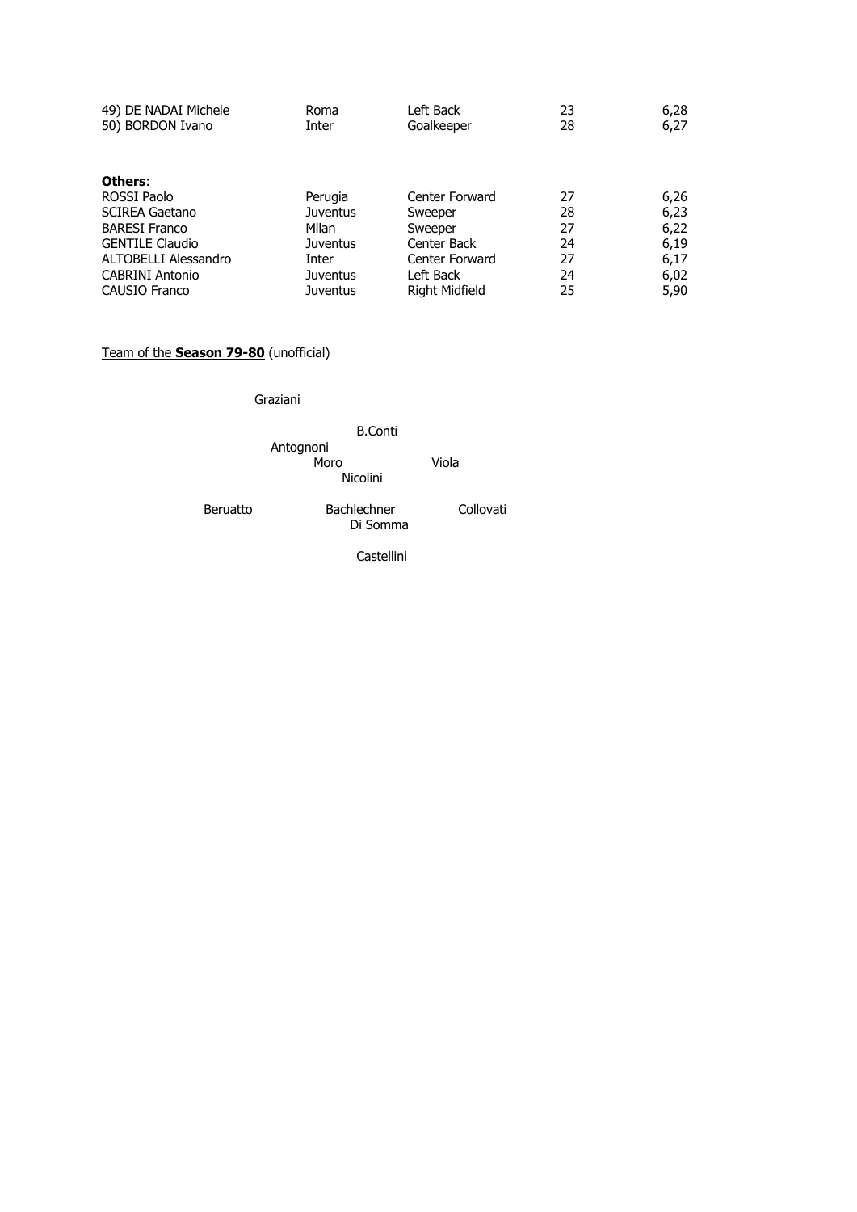| | | | | |
|---|---|---|---|---|
| 49) DE NADAI Michele | Roma | Left Back | 23 | 6,28 |
| 50) BORDON Ivano | Inter | Goalkeeper | 28 | 6,27 |

**Others**:

| | | | | |
|---|---|---|---|---|
| ROSSI Paolo | Perugia | Center Forward | 27 | 6,26 |
| SCIREA Gaetano | Juventus | Sweeper | 28 | 6,23 |
| BARESI Franco | Milan | Sweeper | 27 | 6,22 |
| GENTILE Claudio | Juventus | Center Back | 24 | 6,19 |
| ALTOBELLI Alessandro | Inter | Center Forward | 27 | 6,17 |
| CABRINI Antonio | Juventus | Left Back | 24 | 6,02 |
| CAUSIO Franco | Juventus | Right Midfield | 25 | 5,90 |

Team of the **Season 79-80** (unofficial)

Graziani

B.Conti

Antognoni

Moro

Viola

Nicolini

Beruatto

Bachlechner

Collovati

Di Somma

Castellini